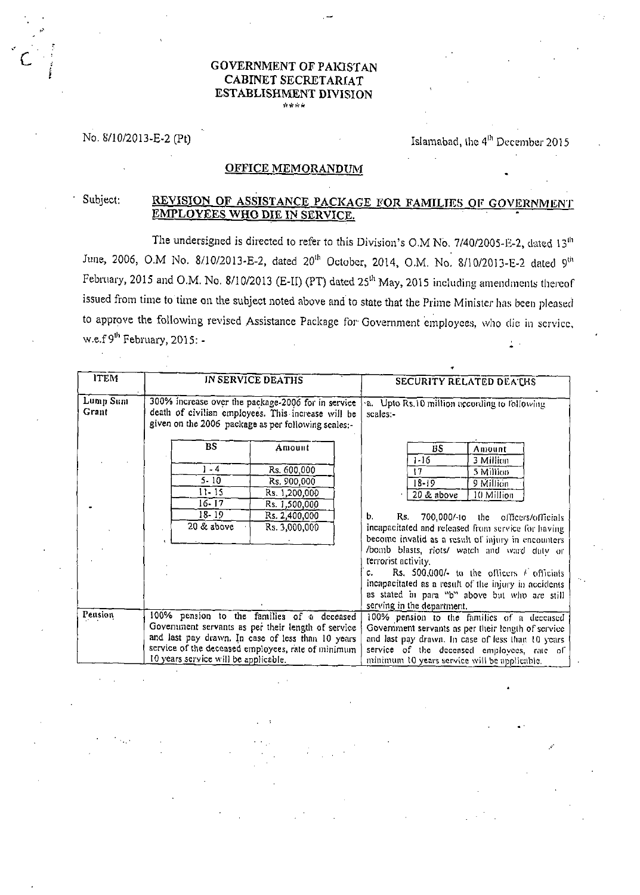GOVERNMENT OF PAKISTAN
CABINET SECRETARIAT
ESTABLISHMENT DIVISION

No. 8/10/2013-E-2 (Pt)

Islamabad, the 4th December 2015

## OFFICE MEMORANDUM

Subject: **REVISION OF ASSISTANCE PACKAGE FOR FAMILIES OF GOVERNMENT EMPLOYEES WHO DIE IN SERVICE.**

The undersigned is directed to refer to this Division's O.M No. 7/40/2005-E-2, dated 13th June, 2006, O.M No. 8/10/2013-E-2, dated 20th October, 2014, O.M. No. 8/10/2013-E-2 dated 9th February, 2015 and O.M. No. 8/10/2013 (E-II) (PT) dated 25th May, 2015 including amendments thereof issued from time to time on the subject noted above and to state that the Prime Minister has been pleased to approve the following revised Assistance Package for Government employees, who die in service, w.e.f 9th February, 2015: -

| ITEM | IN SERVICE DEATHS | SECURITY RELATED DEATHS |
|---|---|---|
| Lump Sum Grant | 300% increase over the package-2006 for in service death of civilian employees. This increase will be given on the 2006 package as per following scales:-<br><br>BS 1 - 4: Rs. 600,000<br>BS 5 - 10: Rs. 900,000<br>BS 11 - 15: Rs. 1,200,000<br>BS 16 - 17: Rs. 1,500,000<br>BS 18 - 19: Rs. 2,400,000<br>BS 20 & above: Rs. 3,000,000 | a. Upto Rs.10 million according to following scales:-<br><br>BS 1-16: 3 Million<br>BS 17: 5 Million<br>BS 18-19: 9 Million<br>BS 20 & above: 10 Million<br><br>b. Rs. 700,000/-to the officers/officials incapacitated and released from service for having become invalid as a result of injury in encounters /bomb blasts, riots/ watch and ward duty or terrorist activity.<br>c. Rs. 500,000/- to the officers / officials incapacitated as a result of the injury in accidents as stated in para "b" above but who are still serving in the department. |
| Pension | 100% pension to the families of a deceased Government servants as per their length of service and last pay drawn. In case of less than 10 years service of the deceased employees, rate of minimum 10 years service will be applicable. | 100% pension to the families of a deceased Government servants as per their length of service and last pay drawn. In case of less than 10 years service of the deceased employees, rate of minimum 10 years service will be applicable. |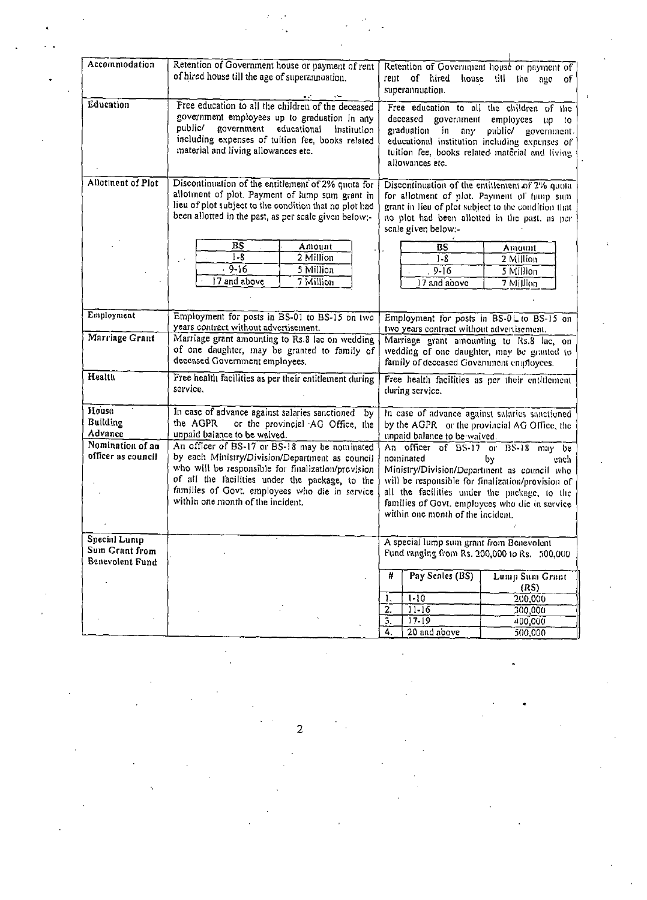| Accommodation | Retention of Government house or payment of rent of hired house till the age of superannuation. | Retention of Government house or payment of rent of hired house till the age of superannuation. |
|---|---|---|
| Education | Free education to all the children of the deceased government employees up to graduation in any public/ government educational institution including expenses of tuition fee, books related material and living allowances etc. | Free education to all the children of the deceased government employees up to graduation in any public/ government educational institution including expenses of tuition fee, books related material and living allowances etc. |
| Allotment of Plot | Discontinuation of the entitlement of 2% quota for allotment of plot. Payment of lump sum grant in lieu of plot subject to the condition that no plot had been allotted in the past, as per scale given below:-<br><br>BS 1-8: 2 Million<br>BS 9-16: 5 Million<br>BS 17 and above: 7 Million | Discontinuation of the entitlement of 2% quota for allotment of plot. Payment of lump sum grant in lieu of plot subject to the condition that no plot had been allotted in the past, as per scale given below:-<br><br>BS 1-8: 2 Million<br>BS 9-16: 5 Million<br>BS 17 and above: 7 Million |
| Employment | Employment for posts in BS-01 to BS-15 on two years contract without advertisement. | Employment for posts in BS-01 to BS-15 on two years contract without advertisement. |
| Marriage Grant | Marriage grant amounting to Rs.8 lac on wedding of one daughter, may be granted to family of deceased Government employees. | Marriage grant amounting to Rs.8 lac, on wedding of one daughter, may be granted to family of deceased Government employees. |
| Health | Free health facilities as per their entitlement during service. | Free health facilities as per their entitlement during service. |
| House Building Advance | In case of advance against salaries sanctioned by the AGPR or the provincial AG Office, the unpaid balance to be waived. | In case of advance against salaries sanctioned by the AGPR or the provincial AG Office, the unpaid balance to be waived. |
| Nomination of an officer as council | An officer of BS-17 or BS-18 may be nominated by each Ministry/Division/Department as council who will be responsible for finalization/provision of all the facilities under the package, to the families of Govt. employees who die in service within one month of the incident. | An officer of BS-17 or BS-18 may be nominated by each Ministry/Division/Department as council who will be responsible for finalization/provision of all the facilities under the package, to the families of Govt. employees who die in service within one month of the incident. |
| Special Lump Sum Grant from Benevolent Fund | | A special lump sum grant from Benevolent Fund ranging from Rs. 200,000 to Rs. 500,000<br><br>1. Pay Scales (BS) 1-10: Lump Sum Grant (RS) 200,000<br>2. 11-16: 300,000<br>3. 17-19: 400,000<br>4. 20 and above: 500,000 |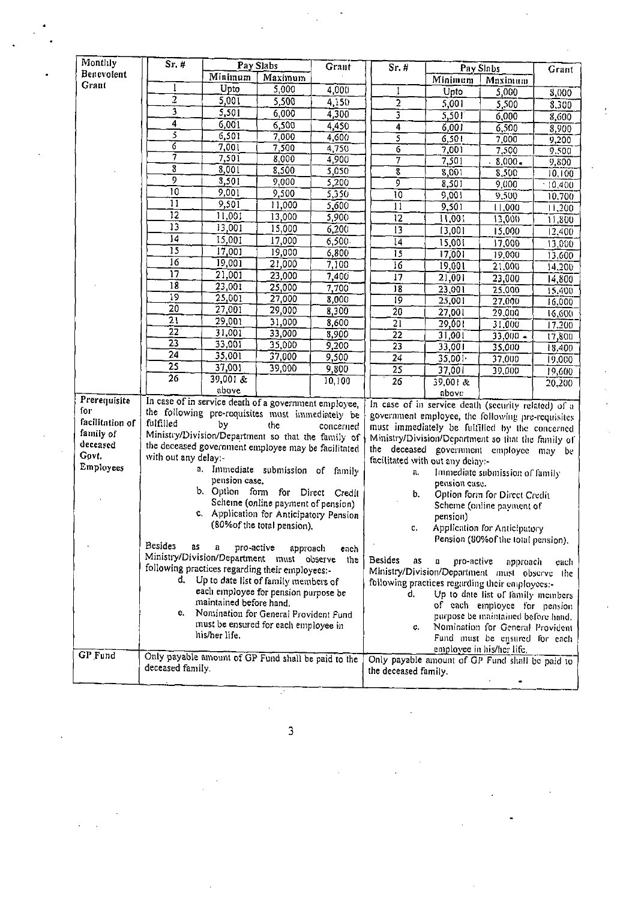| | Sr. # | Pay Slabs | | Grant | Sr. # | Pay Slabs | | Grant |
|---|---|---|---|---|---|---|---|---|
| | | Minimum | Maximum | | | Minimum | Maximum | |
| Monthly Benevolent Grant | 1 | Upto | 5,000 | 4,000 | 1 | Upto | 5,000 | 8,000 |
| | 2 | 5,001 | 5,500 | 4,150 | 2 | 5,001 | 5,500 | 8,300 |
| | 3 | 5,501 | 6,000 | 4,300 | 3 | 5,501 | 6,000 | 8,600 |
| | 4 | 6,001 | 6,500 | 4,450 | 4 | 6,001 | 6,500 | 8,900 |
| | 5 | 6,501 | 7,000 | 4,600 | 5 | 6,501 | 7,000 | 9,200 |
| | 6 | 7,001 | 7,500 | 4,750 | 6 | 7,001 | 7,500 | 9,500 |
| | 7 | 7,501 | 8,000 | 4,900 | 7 | 7,501 | 8,000 | 9,800 |
| | 8 | 8,001 | 8,500 | 5,050 | 8 | 8,001 | 8,500 | 10,100 |
| | 9 | 8,501 | 9,000 | 5,200 | 9 | 8,501 | 9,000 | 10,400 |
| | 10 | 9,001 | 9,500 | 5,350 | 10 | 9,001 | 9,500 | 10,700 |
| | 11 | 9,501 | 11,000 | 5,600 | 11 | 9,501 | 11,000 | 11,200 |
| | 12 | 11,001 | 13,000 | 5,900 | 12 | 11,001 | 13,000 | 11,800 |
| | 13 | 13,001 | 15,000 | 6,200 | 13 | 13,001 | 15,000 | 12,400 |
| | 14 | 15,001 | 17,000 | 6,500 | 14 | 15,001 | 17,000 | 13,000 |
| | 15 | 17,001 | 19,000 | 6,800 | 15 | 17,001 | 19,000 | 13,600 |
| | 16 | 19,001 | 21,000 | 7,100 | 16 | 19,001 | 21,000 | 14,200 |
| | 17 | 21,001 | 23,000 | 7,400 | 17 | 21,001 | 23,000 | 14,800 |
| | 18 | 23,001 | 25,000 | 7,700 | 18 | 23,001 | 25,000 | 15,400 |
| | 19 | 25,001 | 27,000 | 8,000 | 19 | 25,001 | 27,000 | 16,000 |
| | 20 | 27,001 | 29,000 | 8,300 | 20 | 27,001 | 29,000 | 16,600 |
| | 21 | 29,001 | 31,000 | 8,600 | 21 | 29,001 | 31,000 | 17,200 |
| | 22 | 31,001 | 33,000 | 8,900 | 22 | 31,001 | 33,000 | 17,800 |
| | 23 | 33,001 | 35,000 | 9,200 | 23 | 33,001 | 35,000 | 18,400 |
| | 24 | 35,001 | 37,000 | 9,500 | 24 | 35,001 | 37,000 | 19,000 |
| | 25 | 37,001 | 39,000 | 9,800 | 25 | 37,001 | 39,000 | 19,600 |
| | 26 | 39,001 & above | | 10,100 | 26 | 39,001 & above | | 20,200 |
| Prerequisite for facilitation of family of deceased Govt. Employees | In case of in service death of a government employee, the following pre-requisites must immediately be fulfilled by the concerned Ministry/Division/Department so that the family of the deceased government employee may be facilitated with out any delay:- a. Immediate submission of family pension case. b. Option form for Direct Credit Scheme (online payment of pension) c. Application for Anticipatory Pension (80% of the total pension). Besides as a pro-active approach each Ministry/Division/Department must observe the following practices regarding their employees:- d. Up to date list of family members of each employee for pension purpose be maintained before hand. e. Nomination for General Provident Fund must be ensured for each employee in his/her life. | | | | In case of in service death (security related) of a government employee, the following pre-requisites must immediately be fulfilled by the concerned Ministry/Division/Department so that the family of the deceased government employee may be facilitated with out any delay:- a. Immediate submission of family pension case. b. Option form for Direct Credit Scheme (online payment of pension) c. Application for Anticipatory Pension (80% of the total pension). Besides as a pro-active approach each Ministry/Division/Department must observe the following practices regarding their employees:- d. Up to date list of family members of each employee for pension purpose be maintained before hand. e. Nomination for General Provident Fund must be ensured for each employee in his/her life. | | | |
| GP Fund | Only payable amount of GP Fund shall be paid to the deceased family. | | | | Only payable amount of GP Fund shall be paid to the deceased family. | | | |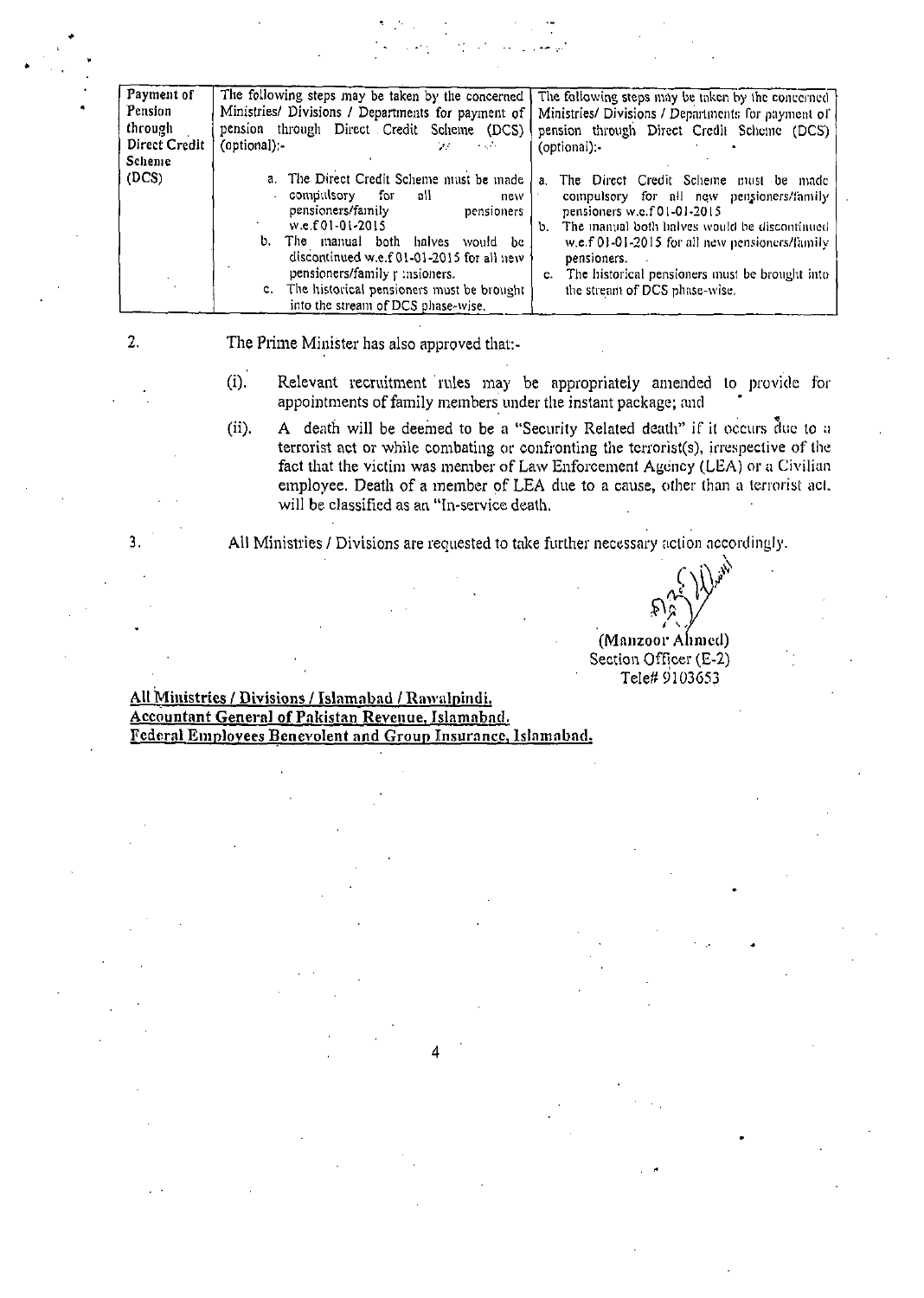| | | |
|---|---|---|
| Payment of Pension through Direct Credit Scheme (DCS) | The following steps may be taken by the concerned Ministries/ Divisions / Departments for payment of pension through Direct Credit Scheme (DCS) (optional):-<br><br>a. The Direct Credit Scheme must be made compulsory for all new pensioners/family pensioners w.e.f 01-01-2015<br>b. The manual both halves would be discontinued w.e.f 01-01-2015 for all new pensioners/family pensioners.<br>c. The historical pensioners must be brought into the stream of DCS phase-wise. | The following steps may be taken by the concerned Ministries/ Divisions / Departments for payment of pension through Direct Credit Scheme (DCS) (optional):-<br><br>a. The Direct Credit Scheme must be made compulsory for all new pensioners/family pensioners w.e.f 01-01-2015<br>b. The manual both halves would be discontinued w.e.f 01-01-2015 for all new pensioners/family pensioners.<br>c. The historical pensioners must be brought into the stream of DCS phase-wise. |

2. The Prime Minister has also approved that:-

(i). Relevant recruitment rules may be appropriately amended to provide for appointments of family members under the instant package; and

(ii). A death will be deemed to be a "Security Related death" if it occurs due to a terrorist act or while combating or confronting the terrorist(s), irrespective of the fact that the victim was member of Law Enforcement Agency (LEA) or a Civilian employee. Death of a member of LEA due to a cause, other than a terrorist act, will be classified as an "In-service death.

3. All Ministries / Divisions are requested to take further necessary action accordingly.

(Manzoor Ahmed)
Section Officer (E-2)
Tele# 9103653

**All Ministries / Divisions / Islamabad / Rawalpindi.**
**Accountant General of Pakistan Revenue, Islamabad.**
**Federal Employees Benevolent and Group Insurance, Islamabad.**